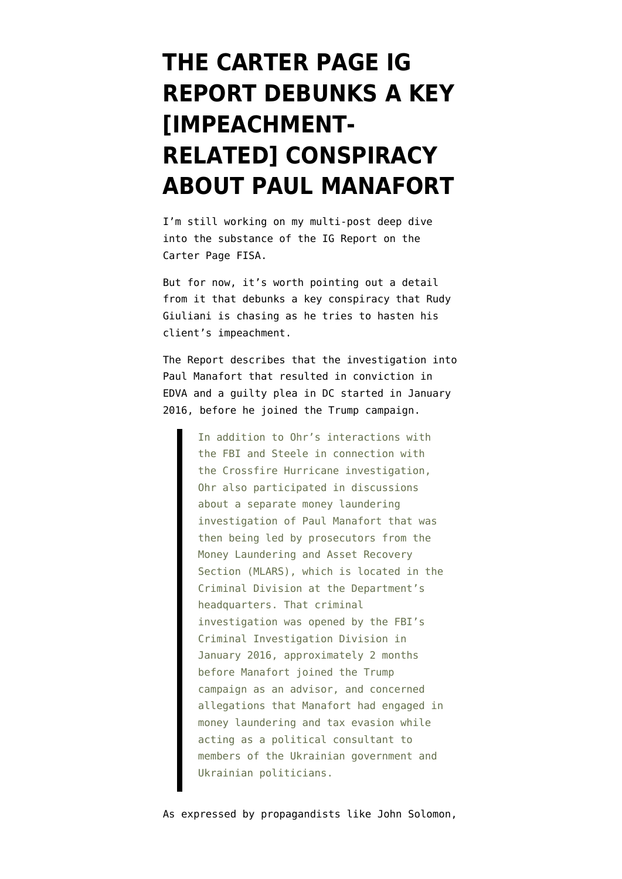# THE CARTER PAGE IG REPORT DEBUNKS A KEY [IMPEACHMENT-RELATED] CONSPIRACY ABOUT PAUL MANAFORT

I'm still working on my multi-post deep dive into the substance of the IG Report on the Carter Page FISA.

But for now, it's worth pointing out a detail from it that debunks a key conspiracy that Rudy Giuliani is chasing as he tries to hasten his client's impeachment.

The Report describes that the investigation into Paul Manafort that resulted in conviction in EDVA and a guilty plea in DC started in January 2016, before he joined the Trump campaign.

> In addition to Ohr's interactions with the FBI and Steele in connection with the Crossfire Hurricane investigation, Ohr also participated in discussions about a separate money laundering investigation of Paul Manafort that was then being led by prosecutors from the Money Laundering and Asset Recovery Section (MLARS), which is located in the Criminal Division at the Department's headquarters. That criminal investigation was opened by the FBI's Criminal Investigation Division in January 2016, approximately 2 months before Manafort joined the Trump campaign as an advisor, and concerned allegations that Manafort had engaged in money laundering and tax evasion while acting as a political consultant to members of the Ukrainian government and Ukrainian politicians.

As expressed by propagandists like John Solomon,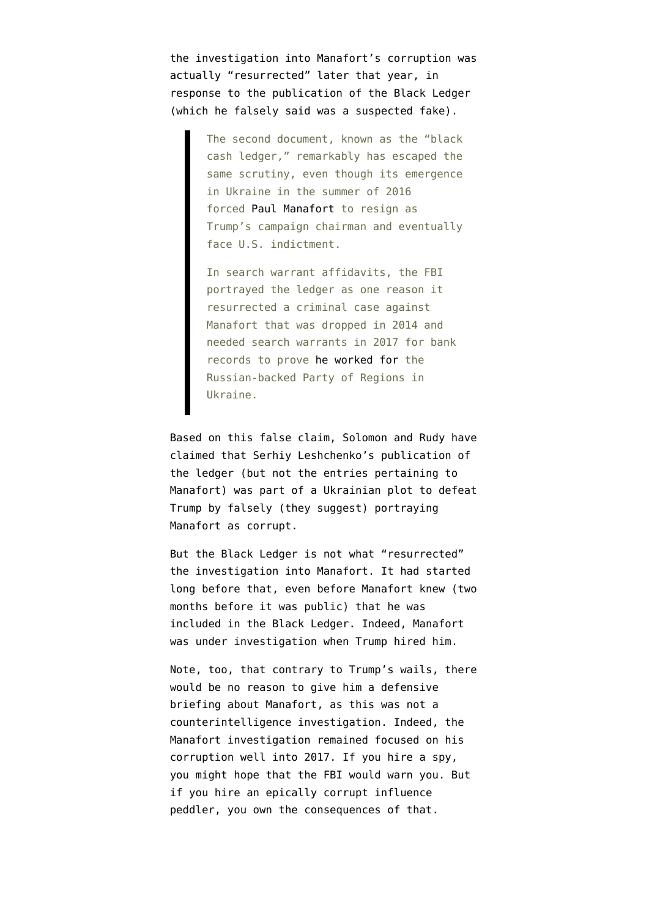the investigation into Manafort's corruption was actually "resurrected" later that year, in response to the publication of the Black Ledger (which he falsely said was a suspected fake).

> The second document, known as the "black cash ledger," remarkably has escaped the same scrutiny, even though its emergence in Ukraine in the summer of 2016 forced Paul Manafort to resign as Trump's campaign chairman and eventually face U.S. indictment.
>
> In search warrant affidavits, the FBI portrayed the ledger as one reason it resurrected a criminal case against Manafort that was dropped in 2014 and needed search warrants in 2017 for bank records to prove he worked for the Russian-backed Party of Regions in Ukraine.

Based on this false claim, Solomon and Rudy have claimed that Serhiy Leshchenko's publication of the ledger (but not the entries pertaining to Manafort) was part of a Ukrainian plot to defeat Trump by falsely (they suggest) portraying Manafort as corrupt.

But the Black Ledger is not what "resurrected" the investigation into Manafort. It had started long before that, even before Manafort knew (two months before it was public) that he was included in the Black Ledger. Indeed, Manafort was under investigation when Trump hired him.

Note, too, that contrary to Trump's wails, there would be no reason to give him a defensive briefing about Manafort, as this was not a counterintelligence investigation. Indeed, the Manafort investigation remained focused on his corruption well into 2017. If you hire a spy, you might hope that the FBI would warn you. But if you hire an epically corrupt influence peddler, you own the consequences of that.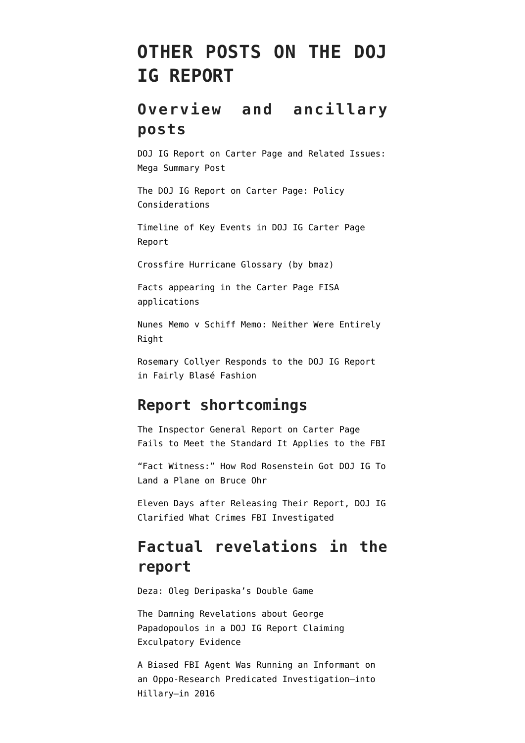# OTHER POSTS ON THE DOJ IG REPORT

## Overview and ancillary posts

DOJ IG Report on Carter Page and Related Issues: Mega Summary Post

The DOJ IG Report on Carter Page: Policy Considerations

Timeline of Key Events in DOJ IG Carter Page Report

Crossfire Hurricane Glossary (by bmaz)

Facts appearing in the Carter Page FISA applications

Nunes Memo v Schiff Memo: Neither Were Entirely Right

Rosemary Collyer Responds to the DOJ IG Report in Fairly Blasé Fashion

## Report shortcomings

The Inspector General Report on Carter Page Fails to Meet the Standard It Applies to the FBI

"Fact Witness:" How Rod Rosenstein Got DOJ IG To Land a Plane on Bruce Ohr

Eleven Days after Releasing Their Report, DOJ IG Clarified What Crimes FBI Investigated

## Factual revelations in the report

Deza: Oleg Deripaska's Double Game

The Damning Revelations about George Papadopoulos in a DOJ IG Report Claiming Exculpatory Evidence

A Biased FBI Agent Was Running an Informant on an Oppo-Research Predicated Investigation–into Hillary–in 2016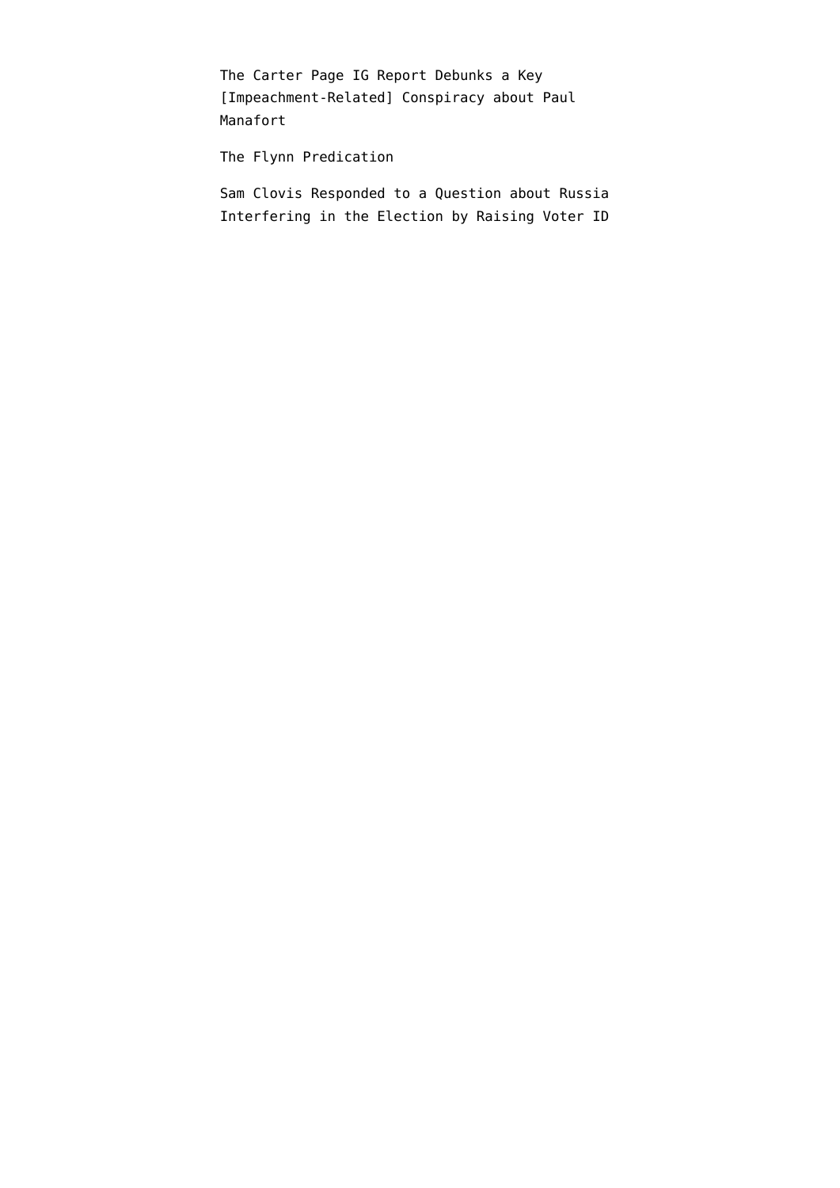The Carter Page IG Report Debunks a Key [Impeachment-Related] Conspiracy about Paul Manafort

The Flynn Predication

Sam Clovis Responded to a Question about Russia Interfering in the Election by Raising Voter ID